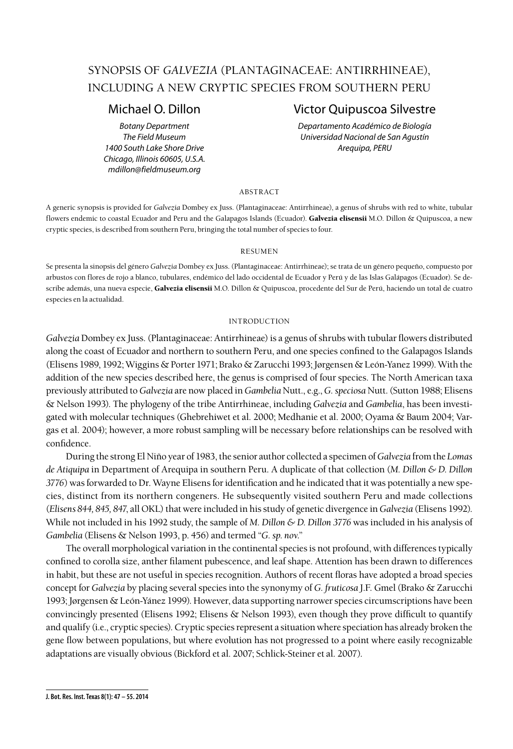# SYNOPSIS OF *GALVEZIA* (PLANTAGINACEAE: ANTIRRHINEAE), INCLUDING A NEW CRYPTIC SPECIES FROM SOUTHERN PERU

**Michael O. Dillon**
*Botany Department*
*The Field Museum*
*1400 South Lake Shore Drive*
*Chicago, Illinois 60605, U.S.A.*
*mdillon@fieldmuseum.org*

**Victor Quipuscoa Silvestre**
*Departamento Académico de Biología*
*Universidad Nacional de San Agustín*
*Arequipa, PERU*

## ABSTRACT

A generic synopsis is provided for *Galvezia* Dombey ex Juss. (Plantaginaceae: Antirrhineae), a genus of shrubs with red to white, tubular flowers endemic to coastal Ecuador and Peru and the Galapagos Islands (Ecuador). **Galvezia elisensii** M.O. Dillon & Quipuscoa, a new cryptic species, is described from southern Peru, bringing the total number of species to four.

## RESUMEN

Se presenta la sinopsis del género *Galvezia* Dombey ex Juss. (Plantaginaceae: Antirrhineae); se trata de un género pequeño, compuesto por arbustos con flores de rojo a blanco, tubulares, endémico del lado occidental de Ecuador y Perú y de las Islas Galápagos (Ecuador). Se describe además, una nueva especie, **Galvezia elisensii** M.O. Dillon & Quipuscoa, procedente del Sur de Perú, haciendo un total de cuatro especies en la actualidad.

## INTRODUCTION

*Galvezia* Dombey ex Juss. (Plantaginaceae: Antirrhineae) is a genus of shrubs with tubular flowers distributed along the coast of Ecuador and northern to southern Peru, and one species confined to the Galapagos Islands (Elisens 1989, 1992; Wiggins & Porter 1971; Brako & Zarucchi 1993; Jørgensen & León-Yanez 1999). With the addition of the new species described here, the genus is comprised of four species. The North American taxa previously attributed to *Galvezia* are now placed in *Gambelia* Nutt., e.g., *G. speciosa* Nutt. (Sutton 1988; Elisens & Nelson 1993). The phylogeny of the tribe Antirrhineae, including *Galvezia* and *Gambelia*, has been investigated with molecular techniques (Ghebrehiwet et al. 2000; Medhanie et al. 2000; Oyama & Baum 2004; Vargas et al. 2004); however, a more robust sampling will be necessary before relationships can be resolved with confidence.

During the strong El Niño year of 1983, the senior author collected a specimen of *Galvezia* from the *Lomas de Atiquipa* in Department of Arequipa in southern Peru. A duplicate of that collection (*M. Dillon & D. Dillon 3776*) was forwarded to Dr. Wayne Elisens for identification and he indicated that it was potentially a new species, distinct from its northern congeners. He subsequently visited southern Peru and made collections (*Elisens 844, 845, 847*, all OKL) that were included in his study of genetic divergence in *Galvezia* (Elisens 1992). While not included in his 1992 study, the sample of *M. Dillon & D. Dillon 3776* was included in his analysis of *Gambelia* (Elisens & Nelson 1993, p. 456) and termed "*G. sp. nov.*"

The overall morphological variation in the continental species is not profound, with differences typically confined to corolla size, anther filament pubescence, and leaf shape. Attention has been drawn to differences in habit, but these are not useful in species recognition. Authors of recent floras have adopted a broad species concept for *Galvezia* by placing several species into the synonymy of *G. fruticosa* J.F. Gmel (Brako & Zarucchi 1993; Jørgensen & León-Yánez 1999). However, data supporting narrower species circumscriptions have been convincingly presented (Elisens 1992; Elisens & Nelson 1993), even though they prove difficult to quantify and qualify (i.e., cryptic species). Cryptic species represent a situation where speciation has already broken the gene flow between populations, but where evolution has not progressed to a point where easily recognizable adaptations are visually obvious (Bickford et al. 2007; Schlick-Steiner et al. 2007).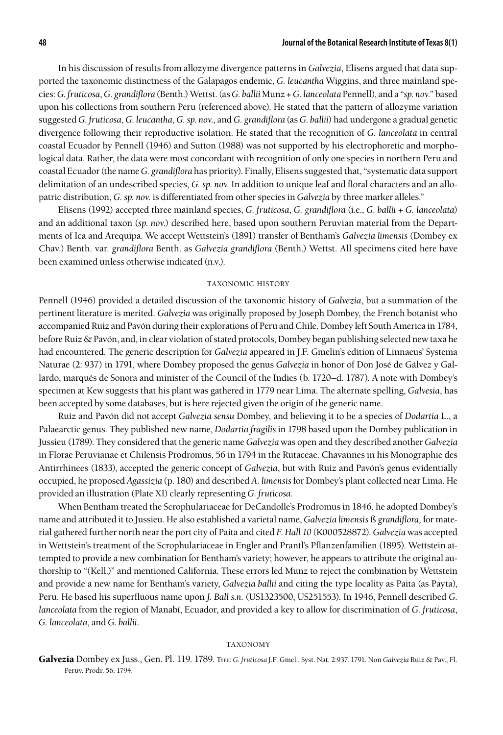In his discussion of results from allozyme divergence patterns in *Galvezia*, Elisens argued that data supported the taxonomic distinctness of the Galapagos endemic, *G. leucantha* Wiggins, and three mainland species: *G. fruticosa*, *G. grandiflora* (Benth.) Wettst. (as *G. ballii* Munz + *G. lanceolata* Pennell), and a "*sp. nov.*" based upon his collections from southern Peru (referenced above). He stated that the pattern of allozyme variation suggested *G. fruticosa*, *G. leucantha*, *G. sp. nov.*, and *G. grandiflora* (as *G. ballii*) had undergone a gradual genetic divergence following their reproductive isolation. He stated that the recognition of *G. lanceolata* in central coastal Ecuador by Pennell (1946) and Sutton (1988) was not supported by his electrophoretic and morphological data. Rather, the data were most concordant with recognition of only one species in northern Peru and coastal Ecuador (the name *G. grandiflora* has priority). Finally, Elisens suggested that, "systematic data support delimitation of an undescribed species, *G. sp. nov.* In addition to unique leaf and floral characters and an allopatric distribution, *G. sp. nov.* is differentiated from other species in *Galvezia* by three marker alleles."

Elisens (1992) accepted three mainland species, *G. fruticosa*, *G. grandiflora* (i.e., *G. ballii* + *G. lanceolata*) and an additional taxon (*sp. nov.*) described here, based upon southern Peruvian material from the Departments of Ica and Arequipa. We accept Wettstein's (1891) transfer of Bentham's *Galvezia limensis* (Dombey ex Chav.) Benth. var. *grandiflora* Benth. as *Galvezia grandiflora* (Benth.) Wettst. All specimens cited here have been examined unless otherwise indicated (n.v.).

## TAXONOMIC HISTORY

Pennell (1946) provided a detailed discussion of the taxonomic history of *Galvezia*, but a summation of the pertinent literature is merited. *Galvezia* was originally proposed by Joseph Dombey, the French botanist who accompanied Ruiz and Pavón during their explorations of Peru and Chile. Dombey left South America in 1784, before Ruiz & Pavón, and, in clear violation of stated protocols, Dombey began publishing selected new taxa he had encountered. The generic description for *Galvezia* appeared in J.F. Gmelin's edition of Linnaeus' Systema Naturae (2: 937) in 1791, where Dombey proposed the genus *Galvezia* in honor of Don José de Gálvez y Gallardo, marqués de Sonora and minister of the Council of the Indies (b. 1720–d. 1787). A note with Dombey's specimen at Kew suggests that his plant was gathered in 1779 near Lima. The alternate spelling, *Galvesia*, has been accepted by some databases, but is here rejected given the origin of the generic name.

Ruiz and Pavón did not accept *Galvezia sensu* Dombey, and believing it to be a species of *Dodartia* L., a Palaearctic genus. They published new name, *Dodartia fragilis* in 1798 based upon the Dombey publication in Jussieu (1789). They considered that the generic name *Galvezia* was open and they described another *Galvezia* in Florae Peruvianae et Chilensis Prodromus, 56 in 1794 in the Rutaceae. Chavannes in his Monographie des Antirrhinees (1833), accepted the generic concept of *Galvezia*, but with Ruiz and Pavón's genus evidentially occupied, he proposed *Agassizia* (p. 180) and described *A. limensis* for Dombey's plant collected near Lima. He provided an illustration (Plate XI) clearly representing *G. fruticosa*.

When Bentham treated the Scrophulariaceae for DeCandolle's Prodromus in 1846, he adopted Dombey's name and attributed it to Jussieu. He also established a varietal name, *Galvezia limensis* ß *grandiflora,* for material gathered further north near the port city of Paita and cited *F. Hall 10* (K000528872). *Galvezia* was accepted in Wettstein's treatment of the Scrophulariaceae in Engler and Prantl's Pflanzenfamilien (1895). Wettstein attempted to provide a new combination for Bentham's variety; however, he appears to attribute the original authorship to "(Kell.)" and mentioned California. These errors led Munz to reject the combination by Wettstein and provide a new name for Bentham's variety, *Galvezia ballii* and citing the type locality as Paita (as Payta), Peru. He based his superfluous name upon *J. Ball s.n.* (US1323500, US251553). In 1946, Pennell described *G. lanceolata* from the region of Manabí, Ecuador, and provided a key to allow for discrimination of *G. fruticosa*, *G. lanceolata*, and *G. ballii*.

## TAXONOMY

**Galvezia** Dombey ex Juss., Gen. Pl. 119. 1789. Type: *G. fruticosa* J.F. Gmel., Syst. Nat. 2:937. 1791. Non *Galvezia* Ruiz & Pav., Fl. Peruv. Prodr. 56. 1794.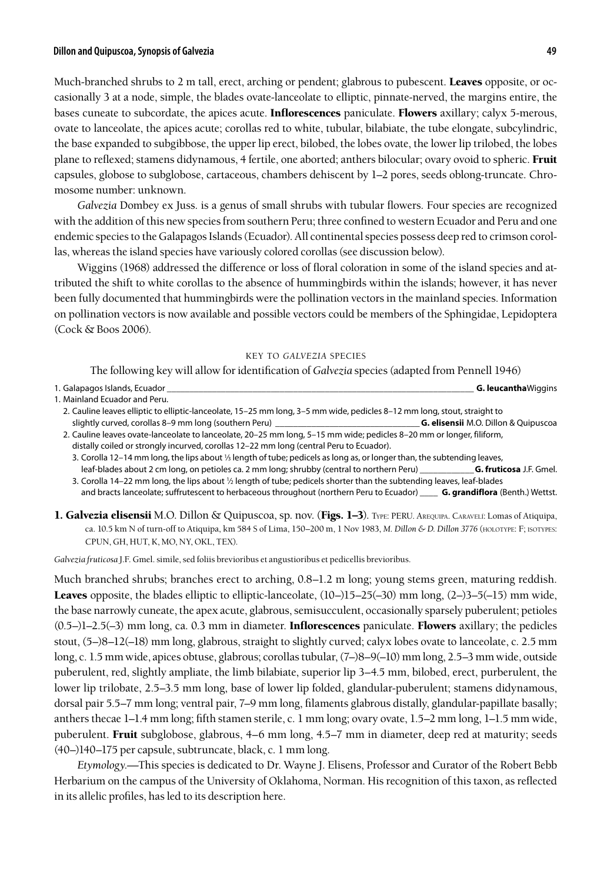Much-branched shrubs to 2 m tall, erect, arching or pendent; glabrous to pubescent. **Leaves** opposite, or occasionally 3 at a node, simple, the blades ovate-lanceolate to elliptic, pinnate-nerved, the margins entire, the bases cuneate to subcordate, the apices acute. **Inflorescences** paniculate. **Flowers** axillary; calyx 5-merous, ovate to lanceolate, the apices acute; corollas red to white, tubular, bilabiate, the tube elongate, subcylindric, the base expanded to subgibbose, the upper lip erect, bilobed, the lobes ovate, the lower lip trilobed, the lobes plane to reflexed; stamens didynamous, 4 fertile, one aborted; anthers bilocular; ovary ovoid to spheric. **Fruit** capsules, globose to subglobose, cartaceous, chambers dehiscent by 1–2 pores, seeds oblong-truncate. Chromosome number: unknown.

*Galvezia* Dombey ex Juss. is a genus of small shrubs with tubular flowers. Four species are recognized with the addition of this new species from southern Peru; three confined to western Ecuador and Peru and one endemic species to the Galapagos Islands (Ecuador). All continental species possess deep red to crimson corollas, whereas the island species have variously colored corollas (see discussion below).

Wiggins (1968) addressed the difference or loss of floral coloration in some of the island species and attributed the shift to white corollas to the absence of hummingbirds within the islands; however, it has never been fully documented that hummingbirds were the pollination vectors in the mainland species. Information on pollination vectors is now available and possible vectors could be members of the Sphingidae, Lepidoptera (Cock & Boos 2006).

## KEY TO *GALVEZIA* SPECIES

The following key will allow for identification of *Galvezia* species (adapted from Pennell 1946)

1. Galapagos Islands, Ecuador ____ **G. leucantha** Wiggins
1. Mainland Ecuador and Peru.
   2. Cauline leaves elliptic to elliptic-lanceolate, 15–25 mm long, 3–5 mm wide, pedicles 8–12 mm long, stout, straight to slightly curved, corollas 8–9 mm long (southern Peru) ____ **G. elisensii** M.O. Dillon & Quipuscoa
   2. Cauline leaves ovate-lanceolate to lanceolate, 20–25 mm long, 5–15 mm wide; pedicles 8–20 mm or longer, filiform, distally coiled or strongly incurved, corollas 12–22 mm long (central Peru to Ecuador).
      3. Corolla 12–14 mm long, the lips about ⅓ length of tube; pedicels as long as, or longer than, the subtending leaves, leaf-blades about 2 cm long, on petioles ca. 2 mm long; shrubby (central to northern Peru) ____ **G. fruticosa** J.F. Gmel.
      3. Corolla 14–22 mm long, the lips about ½ length of tube; pedicels shorter than the subtending leaves, leaf-blades and bracts lanceolate; suffrutescent to herbaceous throughout (northern Peru to Ecuador) ____ **G. grandiflora** (Benth.) Wettst.

**1. Galvezia elisensii** M.O. Dillon & Quipuscoa, sp. nov. (**Figs. 1–3**). TYPE: PERU. AREQUIPA. CARAVELÍ: Lomas of Atiquipa, ca. 10.5 km N of turn-off to Atiquipa, km 584 S of Lima, 150–200 m, 1 Nov 1983, *M. Dillon & D. Dillon 3776* (HOLOTYPE: F; ISOTYPES: CPUN, GH, HUT, K, MO, NY, OKL, TEX).

*Galvezia fruticosa* J.F. Gmel. simile, sed foliis brevioribus et angustioribus et pedicellis brevioribus.

Much branched shrubs; branches erect to arching, 0.8–1.2 m long; young stems green, maturing reddish. **Leaves** opposite, the blades elliptic to elliptic-lanceolate, (10–)15–25(–30) mm long, (2–)3–5(–15) mm wide, the base narrowly cuneate, the apex acute, glabrous, semisucculent, occasionally sparsely puberulent; petioles (0.5–)1–2.5(–3) mm long, ca. 0.3 mm in diameter. **Inflorescences** paniculate. **Flowers** axillary; the pedicles stout, (5–)8–12(–18) mm long, glabrous, straight to slightly curved; calyx lobes ovate to lanceolate, c. 2.5 mm long, c. 1.5 mm wide, apices obtuse, glabrous; corollas tubular, (7–)8–9(–10) mm long, 2.5–3 mm wide, outside puberulent, red, slightly ampliate, the limb bilabiate, superior lip 3–4.5 mm, bilobed, erect, purberulent, the lower lip trilobate, 2.5–3.5 mm long, base of lower lip folded, glandular-puberulent; stamens didynamous, dorsal pair 5.5–7 mm long; ventral pair, 7–9 mm long, filaments glabrous distally, glandular-papillate basally; anthers thecae 1–1.4 mm long; fifth stamen sterile, c. 1 mm long; ovary ovate, 1.5–2 mm long, 1–1.5 mm wide, puberulent. **Fruit** subglobose, glabrous, 4–6 mm long, 4.5–7 mm in diameter, deep red at maturity; seeds (40–)140–175 per capsule, subtruncate, black, c. 1 mm long.

*Etymology*.—This species is dedicated to Dr. Wayne J. Elisens, Professor and Curator of the Robert Bebb Herbarium on the campus of the University of Oklahoma, Norman. His recognition of this taxon, as reflected in its allelic profiles, has led to its description here.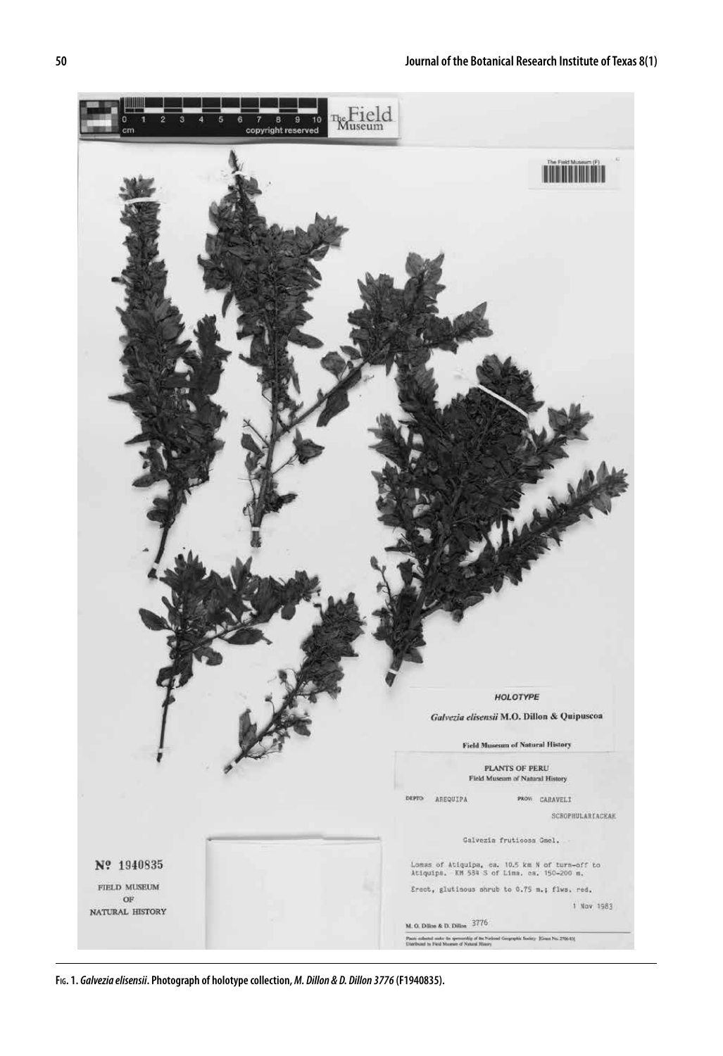**Fig. 1.** *Galvezia elisensii*. Photograph of holotype collection, *M. Dillon & D. Dillon 3776* (F1940835).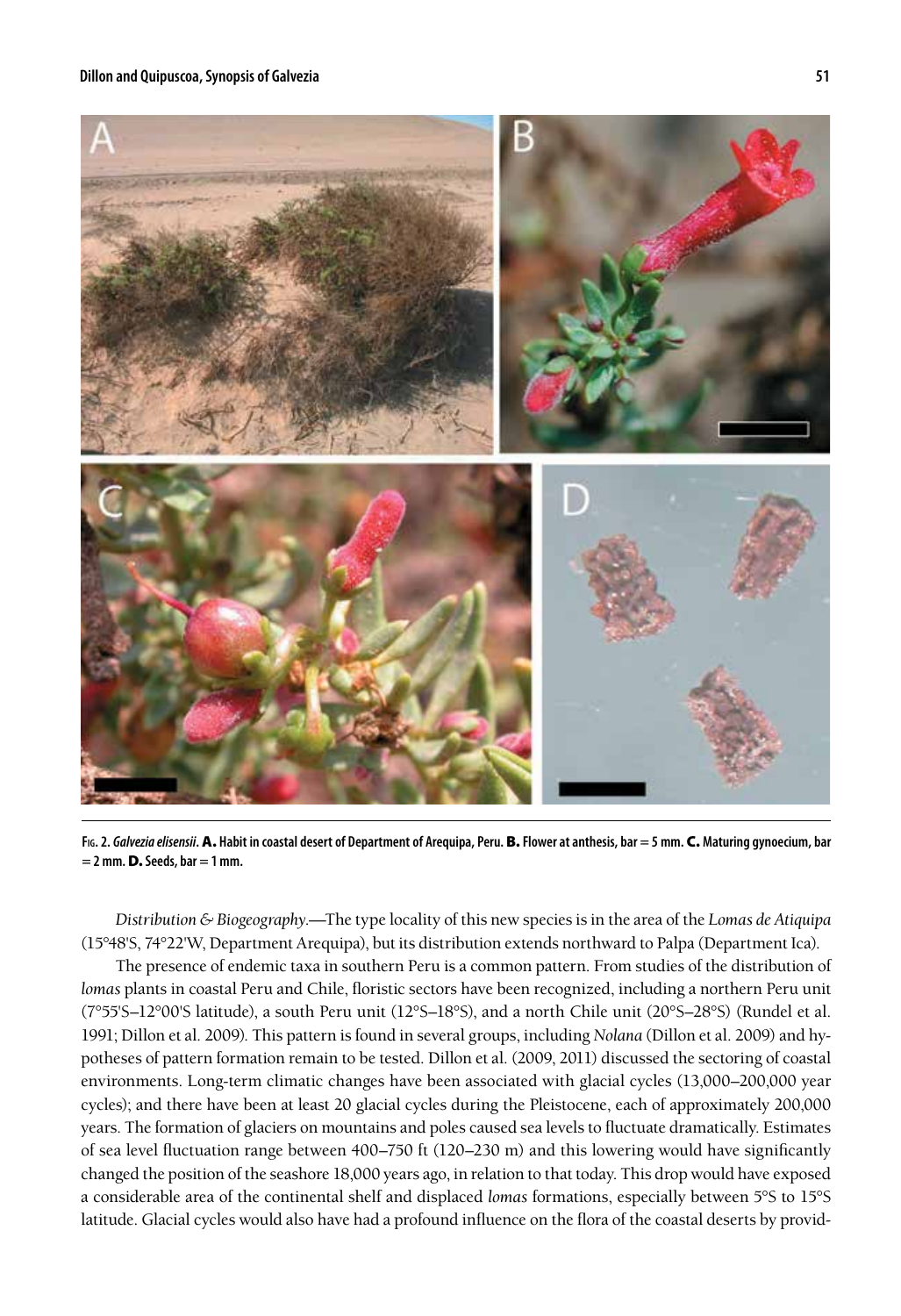**Fig. 2.** ***Galvezia elisensii*. A.** **Habit in coastal desert of Department of Arequipa, Peru. B. Flower at anthesis, bar = 5 mm. C. Maturing gynoecium, bar = 2 mm. D. Seeds, bar = 1 mm.**

*Distribution & Biogeography*.—The type locality of this new species is in the area of the *Lomas de Atiquipa* (15°48'S, 74°22'W, Department Arequipa), but its distribution extends northward to Palpa (Department Ica).

The presence of endemic taxa in southern Peru is a common pattern. From studies of the distribution of *lomas* plants in coastal Peru and Chile, floristic sectors have been recognized, including a northern Peru unit (7°55'S–12°00'S latitude), a south Peru unit (12°S–18°S), and a north Chile unit (20°S–28°S) (Rundel et al. 1991; Dillon et al. 2009). This pattern is found in several groups, including *Nolana* (Dillon et al. 2009) and hypotheses of pattern formation remain to be tested. Dillon et al. (2009, 2011) discussed the sectoring of coastal environments. Long-term climatic changes have been associated with glacial cycles (13,000–200,000 year cycles); and there have been at least 20 glacial cycles during the Pleistocene, each of approximately 200,000 years. The formation of glaciers on mountains and poles caused sea levels to fluctuate dramatically. Estimates of sea level fluctuation range between 400–750 ft (120–230 m) and this lowering would have significantly changed the position of the seashore 18,000 years ago, in relation to that today. This drop would have exposed a considerable area of the continental shelf and displaced *lomas* formations, especially between 5°S to 15°S latitude. Glacial cycles would also have had a profound influence on the flora of the coastal deserts by provid-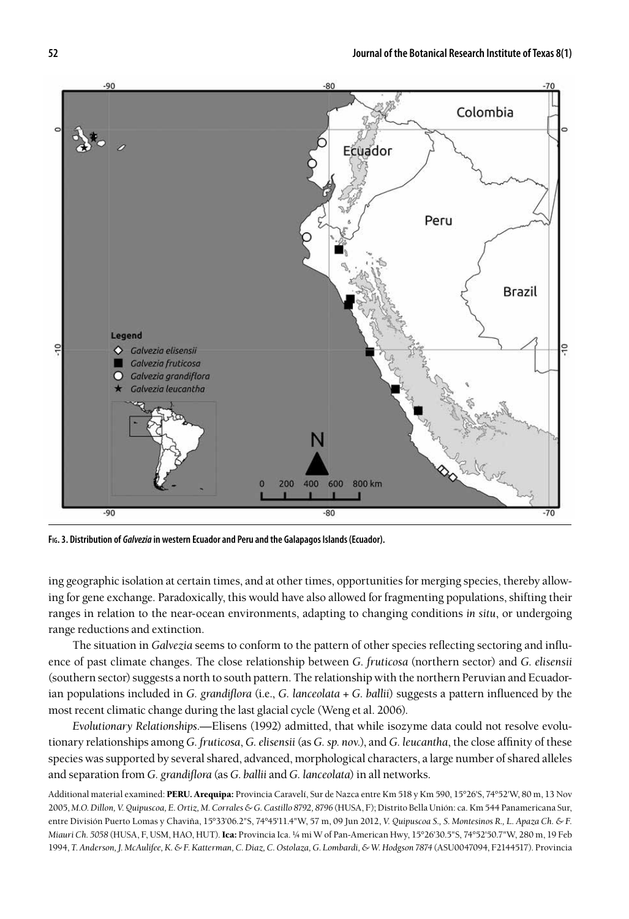**Fig. 3. Distribution of *Galvezia* in western Ecuador and Peru and the Galapagos Islands (Ecuador).**

ing geographic isolation at certain times, and at other times, opportunities for merging species, thereby allowing for gene exchange. Paradoxically, this would have also allowed for fragmenting populations, shifting their ranges in relation to the near-ocean environments, adapting to changing conditions *in situ*, or undergoing range reductions and extinction.

The situation in *Galvezia* seems to conform to the pattern of other species reflecting sectoring and influence of past climate changes. The close relationship between *G. fruticosa* (northern sector) and *G. elisensii* (southern sector) suggests a north to south pattern. The relationship with the northern Peruvian and Ecuadorian populations included in *G. grandiflora* (i.e., *G. lanceolata* + *G. ballii*) suggests a pattern influenced by the most recent climatic change during the last glacial cycle (Weng et al. 2006).

*Evolutionary Relationships*.—Elisens (1992) admitted, that while isozyme data could not resolve evolutionary relationships among *G. fruticosa*, *G. elisensii* (as *G. sp. nov.*), and *G. leucantha*, the close affinity of these species was supported by several shared, advanced, morphological characters, a large number of shared alleles and separation from *G. grandiflora* (as *G. ballii* and *G. lanceolata*) in all networks.

Additional material examined: **PERU. Arequipa:** Provincia Caravelí, Sur de Nazca entre Km 518 y Km 590, 15°26'S, 74°52'W, 80 m, 13 Nov 2005, *M.O. Dillon, V. Quipuscoa, E. Ortiz, M. Corrales & G. Castillo 8792, 8796* (HUSA, F); Distrito Bella Unión: ca. Km 544 Panamericana Sur, entre División Puerto Lomas y Chaviña, 15°33'06.2"S, 74°45'11.4"W, 57 m, 09 Jun 2012, *V. Quipuscoa S., S. Montesinos R., L. Apaza Ch. & F. Miauri Ch. 5058* (HUSA, F, USM, HAO, HUT). **Ica:** Provincia Ica. ¼ mi W of Pan-American Hwy, 15°26'30.5"S, 74°52'50.7"W, 280 m, 19 Feb 1994, *T. Anderson, J. McAulifee, K. & F. Katterman, C. Diaz, C. Ostolaza, G. Lombardi, & W. Hodgson 7874* (ASU0047094, F2144517). Provincia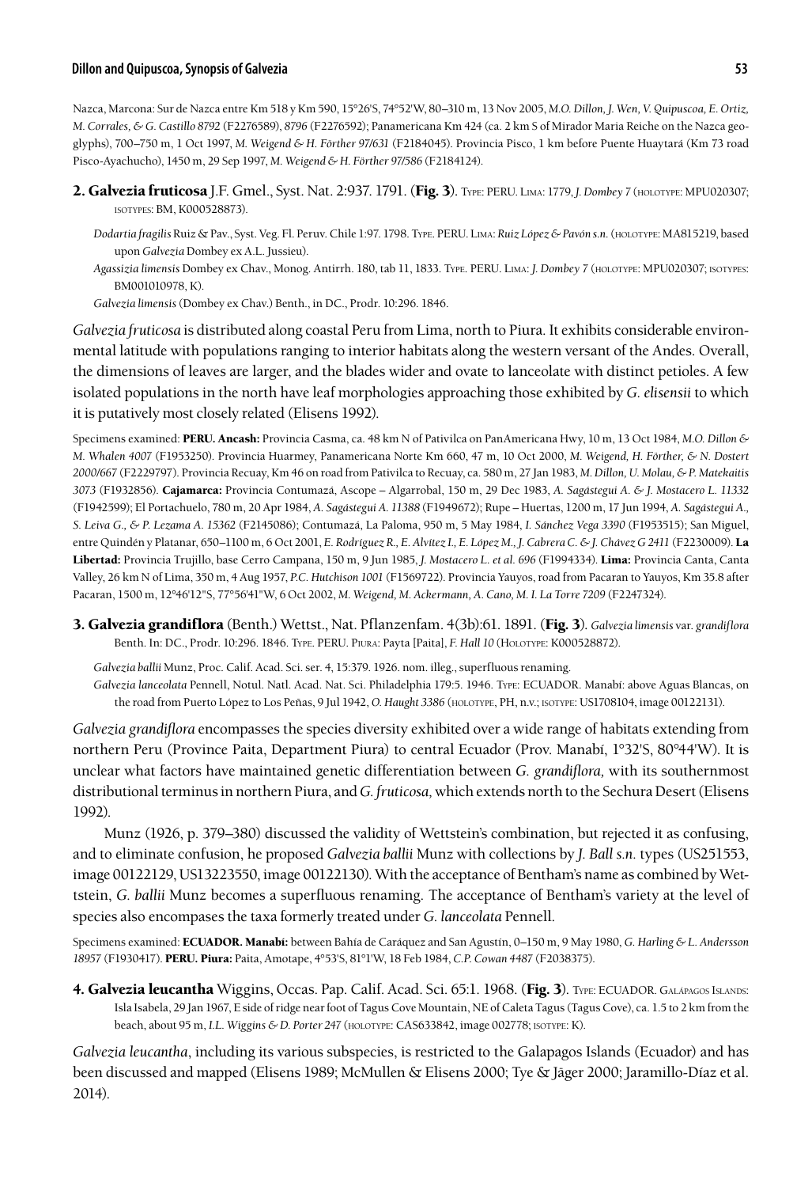Nazca, Marcona: Sur de Nazca entre Km 518 y Km 590, 15°26'S, 74°52'W, 80–310 m, 13 Nov 2005, *M.O. Dillon, J. Wen, V. Quipuscoa, E. Ortiz, M. Corrales, & G. Castillo 8792* (F2276589), *8796* (F2276592); Panamericana Km 424 (ca. 2 km S of Mirador Maria Reiche on the Nazca geoglyphs), 700–750 m, 1 Oct 1997, *M. Weigend & H. Förther 97/631* (F2184045). Provincia Pisco, 1 km before Puente Huaytará (Km 73 road Pisco-Ayachucho), 1450 m, 29 Sep 1997, *M. Weigend & H. Förther 97/586* (F2184124).

**2. Galvezia fruticosa** J.F. Gmel., Syst. Nat. 2:937. 1791. (**Fig. 3**). Type: PERU. Lima: 1779, *J. Dombey 7* (holotype: MPU020307; isotypes: BM, K000528873).

*Dodartia fragilis* Ruiz & Pav., Syst. Veg. Fl. Peruv. Chile 1:97. 1798. Type. PERU. Lima: *Ruiz López & Pavón s.n.* (holotype: MA815219, based upon *Galvezia* Dombey ex A.L. Jussieu).

*Agassizia limensis* Dombey ex Chav., Monog. Antirrh. 180, tab 11, 1833. Type. PERU. Lima: *J. Dombey 7* (holotype: MPU020307; isotypes: BM001010978, K).

*Galvezia limensis* (Dombey ex Chav.) Benth., in DC., Prodr. 10:296. 1846.

*Galvezia fruticosa* is distributed along coastal Peru from Lima, north to Piura. It exhibits considerable environmental latitude with populations ranging to interior habitats along the western versant of the Andes. Overall, the dimensions of leaves are larger, and the blades wider and ovate to lanceolate with distinct petioles. A few isolated populations in the north have leaf morphologies approaching those exhibited by *G. elisensii* to which it is putatively most closely related (Elisens 1992).

Specimens examined: **PERU. Ancash:** Provincia Casma, ca. 48 km N of Pativilca on PanAmerican Hwy, 10 m, 13 Oct 1984, *M.O. Dillon & M. Whalen 4007* (F1953250). Provincia Huarmey, Panamericana Norte Km 660, 47 m, 10 Oct 2000, *M. Weigend, H. Förther, & N. Dostert 2000/667* (F2229797). Provincia Recuay, Km 46 on road from Pativilca to Recuay, ca. 580 m, 27 Jan 1983, *M. Dillon, U. Molau, & P. Matekaitis 3073* (F1932856). **Cajamarca:** Provincia Contumazá, Ascope – Algarrobal, 150 m, 29 Dec 1983, *A. Sagástegui A. & J. Mostacero L. 11332* (F1942599); El Portachuelo, 780 m, 20 Apr 1984, *A. Sagástegui A. 11388* (F1949672); Rupe – Huertas, 1200 m, 17 Jun 1994, *A. Sagástegui A., S. Leiva G., & P. Lezama A. 15362* (F2145086); Contumazá, La Paloma, 950 m, 5 May 1984, *I. Sánchez Vega 3390* (F1953515); San Miguel, entre Quindén y Platanar, 650–1100 m, 6 Oct 2001, *E. Rodríguez R., E. Alvítez I., E. López M., J. Cabrera C. & J. Chávez G 2411* (F2230009). **La Libertad:** Provincia Trujillo, base Cerro Campana, 150 m, 9 Jun 1985, *J. Mostacero L. et al. 696* (F1994334). **Lima:** Provincia Canta, Canta Valley, 26 km N of Lima, 350 m, 4 Aug 1957, *P.C. Hutchison 1001* (F1569722). Provincia Yauyos, road from Pacaran to Yauyos, Km 35.8 after Pacaran, 1500 m, 12°46'12"S, 77°56'41"W, 6 Oct 2002, *M. Weigend, M. Ackermann, A. Cano, M. I. La Torre 7209* (F2247324).

**3. Galvezia grandiflora** (Benth.) Wettst., Nat. Pflanzenfam. 4(3b):61. 1891. (**Fig. 3**). *Galvezia limensis* var. *grandiflora* Benth. In: DC., Prodr. 10:296. 1846. Type. PERU. Piura: Payta [Paita], *F. Hall 10* (Holotype: K000528872).

*Galvezia ballii* Munz, Proc. Calif. Acad. Sci. ser. 4, 15:379. 1926. nom. illeg., superfluous renaming.

*Galvezia lanceolata* Pennell, Notul. Natl. Acad. Nat. Sci. Philadelphia 179:5. 1946. Type: ECUADOR. Manabí: above Aguas Blancas, on the road from Puerto López to Los Peñas, 9 Jul 1942, *O. Haught 3386* (holotype, PH, n.v.; isotype: US1708104, image 00122131).

*Galvezia grandiflora* encompasses the species diversity exhibited over a wide range of habitats extending from northern Peru (Province Paita, Department Piura) to central Ecuador (Prov. Manabí, 1°32'S, 80°44'W). It is unclear what factors have maintained genetic differentiation between *G. grandiflora,* with its southernmost distributional terminus in northern Piura, and *G. fruticosa,* which extends north to the Sechura Desert (Elisens 1992).

Munz (1926, p. 379–380) discussed the validity of Wettstein's combination, but rejected it as confusing, and to eliminate confusion, he proposed *Galvezia ballii* Munz with collections by *J. Ball s.n.* types (US251553, image 00122129, US13223550, image 00122130). With the acceptance of Bentham's name as combined by Wettstein, *G. ballii* Munz becomes a superfluous renaming. The acceptance of Bentham's variety at the level of species also encompases the taxa formerly treated under *G. lanceolata* Pennell.

Specimens examined: **ECUADOR. Manabí:** between Bahía de Caráquez and San Agustín, 0–150 m, 9 May 1980, *G. Harling & L. Andersson 18957* (F1930417). **PERU. Piura:** Paita, Amotape, 4°53'S, 81°1'W, 18 Feb 1984, *C.P. Cowan 4487* (F2038375).

**4. Galvezia leucantha** Wiggins, Occas. Pap. Calif. Acad. Sci. 65:1. 1968. (**Fig. 3**). Type: ECUADOR. Galápagos Islands: Isla Isabela, 29 Jan 1967, E side of ridge near foot of Tagus Cove Mountain, NE of Caleta Tagus (Tagus Cove), ca. 1.5 to 2 km from the beach, about 95 m, *I.L. Wiggins & D. Porter 247* (holotype: CAS633842, image 002778; isotype: K).

*Galvezia leucantha*, including its various subspecies, is restricted to the Galapagos Islands (Ecuador) and has been discussed and mapped (Elisens 1989; McMullen & Elisens 2000; Tye & Jäger 2000; Jaramillo-Díaz et al. 2014).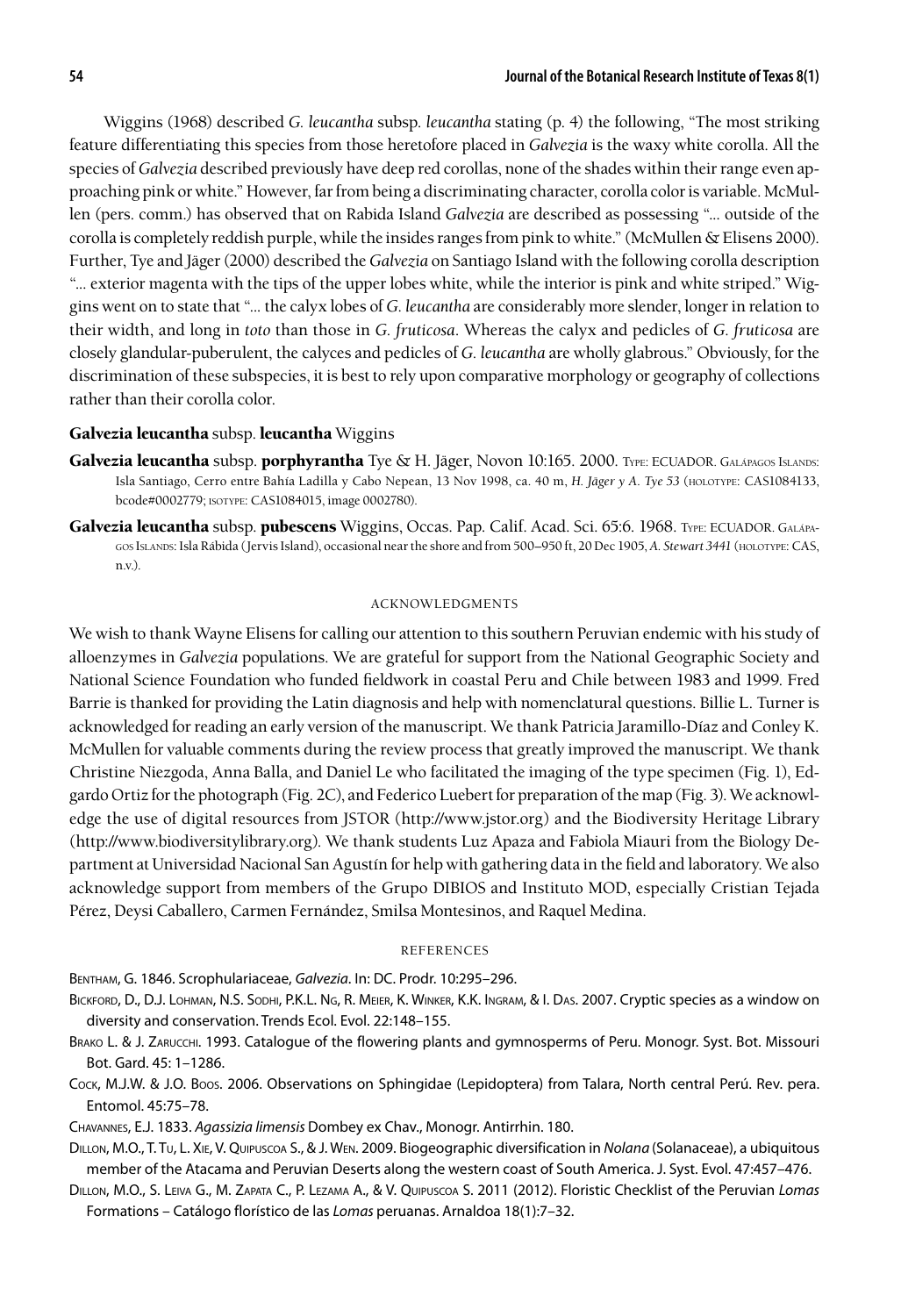Wiggins (1968) described *G. leucantha* subsp. *leucantha* stating (p. 4) the following, "The most striking feature differentiating this species from those heretofore placed in *Galvezia* is the waxy white corolla. All the species of *Galvezia* described previously have deep red corollas, none of the shades within their range even approaching pink or white." However, far from being a discriminating character, corolla color is variable. McMullen (pers. comm.) has observed that on Rabida Island *Galvezia* are described as possessing "... outside of the corolla is completely reddish purple, while the insides ranges from pink to white." (McMullen & Elisens 2000). Further, Tye and Jäger (2000) described the *Galvezia* on Santiago Island with the following corolla description "... exterior magenta with the tips of the upper lobes white, while the interior is pink and white striped." Wiggins went on to state that "... the calyx lobes of *G. leucantha* are considerably more slender, longer in relation to their width, and long in *toto* than those in *G. fruticosa*. Whereas the calyx and pedicles of *G. fruticosa* are closely glandular-puberulent, the calyces and pedicles of *G. leucantha* are wholly glabrous." Obviously, for the discrimination of these subspecies, it is best to rely upon comparative morphology or geography of collections rather than their corolla color.

**Galvezia leucantha** subsp. **leucantha** Wiggins

**Galvezia leucantha** subsp. **porphyrantha** Tye & H. Jäger, Novon 10:165. 2000. Type: ECUADOR. Galápagos Islands: Isla Santiago, Cerro entre Bahía Ladilla y Cabo Nepean, 13 Nov 1998, ca. 40 m, *H. Jäger y A. Tye 53* (holotype: CAS1084133, bcode#0002779; isotype: CAS1084015, image 0002780).

**Galvezia leucantha** subsp. **pubescens** Wiggins, Occas. Pap. Calif. Acad. Sci. 65:6. 1968. Type: ECUADOR. Galápagos Islands: Isla Rábida (Jervis Island), occasional near the shore and from 500–950 ft, 20 Dec 1905, *A. Stewart 3441* (holotype: CAS, n.v.).

## ACKNOWLEDGMENTS

We wish to thank Wayne Elisens for calling our attention to this southern Peruvian endemic with his study of alloenzymes in *Galvezia* populations. We are grateful for support from the National Geographic Society and National Science Foundation who funded fieldwork in coastal Peru and Chile between 1983 and 1999. Fred Barrie is thanked for providing the Latin diagnosis and help with nomenclatural questions. Billie L. Turner is acknowledged for reading an early version of the manuscript. We thank Patricia Jaramillo-Díaz and Conley K. McMullen for valuable comments during the review process that greatly improved the manuscript. We thank Christine Niezgoda, Anna Balla, and Daniel Le who facilitated the imaging of the type specimen (Fig. 1), Edgardo Ortiz for the photograph (Fig. 2C), and Federico Luebert for preparation of the map (Fig. 3). We acknowledge the use of digital resources from JSTOR (http://www.jstor.org) and the Biodiversity Heritage Library (http://www.biodiversitylibrary.org). We thank students Luz Apaza and Fabiola Miauri from the Biology Department at Universidad Nacional San Agustín for help with gathering data in the field and laboratory. We also acknowledge support from members of the Grupo DIBIOS and Instituto MOD, especially Cristian Tejada Pérez, Deysi Caballero, Carmen Fernández, Smilsa Montesinos, and Raquel Medina.

## REFERENCES

Bentham, G. 1846. Scrophulariaceae, *Galvezia*. In: DC. Prodr. 10:295–296.

Bickford, D., D.J. Lohman, N.S. Sodhi, P.K.L. Ng, R. Meier, K. Winker, K.K. Ingram, & I. Das. 2007. Cryptic species as a window on diversity and conservation. Trends Ecol. Evol. 22:148–155.

Brako L. & J. Zarucchi. 1993. Catalogue of the flowering plants and gymnosperms of Peru. Monogr. Syst. Bot. Missouri Bot. Gard. 45: 1–1286.

Cock, M.J.W. & J.O. Boos. 2006. Observations on Sphingidae (Lepidoptera) from Talara, North central Perú. Rev. pera. Entomol. 45:75–78.

Chavannes, E.J. 1833. *Agassizia limensis* Dombey ex Chav., Monogr. Antirrhin. 180.

Dillon, M.O., T. Tu, L. Xie, V. Quipuscoa S., & J. Wen. 2009. Biogeographic diversification in *Nolana* (Solanaceae), a ubiquitous member of the Atacama and Peruvian Deserts along the western coast of South America. J. Syst. Evol. 47:457–476.

Dillon, M.O., S. Leiva G., M. Zapata C., P. Lezama A., & V. Quipuscoa S. 2011 (2012). Floristic Checklist of the Peruvian *Lomas* Formations – Catálogo florístico de las *Lomas* peruanas. Arnaldoa 18(1):7–32.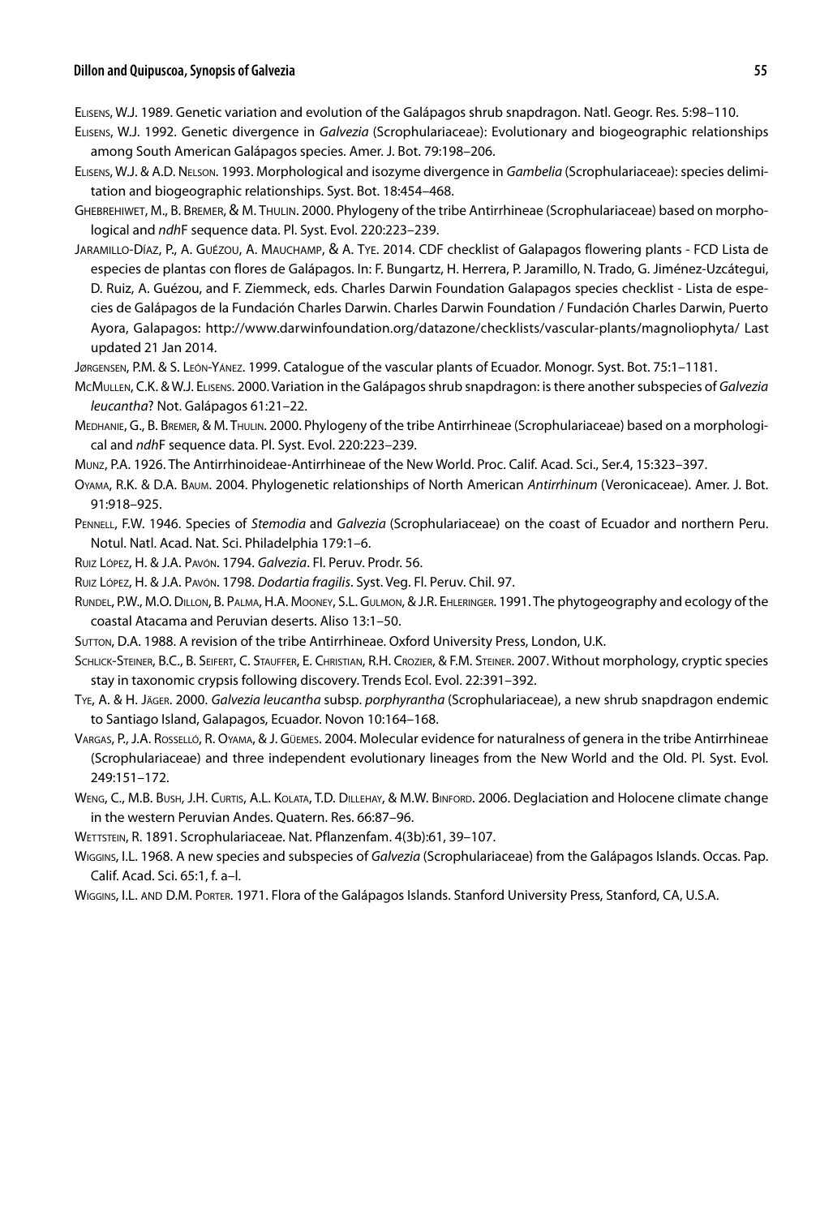Elisens, W.J. 1989. Genetic variation and evolution of the Galápagos shrub snapdragon. Natl. Geogr. Res. 5:98–110.

Elisens, W.J. 1992. Genetic divergence in *Galvezia* (Scrophulariaceae): Evolutionary and biogeographic relationships among South American Galápagos species. Amer. J. Bot. 79:198–206.

Elisens, W.J. & A.D. Nelson. 1993. Morphological and isozyme divergence in *Gambelia* (Scrophulariaceae): species delimitation and biogeographic relationships. Syst. Bot. 18:454–468.

Ghebrehiwet, M., B. Bremer, & M. Thulin. 2000. Phylogeny of the tribe Antirrhineae (Scrophulariaceae) based on morphological and *ndh*F sequence data. Pl. Syst. Evol. 220:223–239.

Jaramillo-Díaz, P., A. Guézou, A. Mauchamp, & A. Tye. 2014. CDF checklist of Galapagos flowering plants - FCD Lista de especies de plantas con flores de Galápagos. In: F. Bungartz, H. Herrera, P. Jaramillo, N. Trado, G. Jiménez-Uzcátegui, D. Ruiz, A. Guézou, and F. Ziemmeck, eds. Charles Darwin Foundation Galapagos species checklist - Lista de especies de Galápagos de la Fundación Charles Darwin. Charles Darwin Foundation / Fundación Charles Darwin, Puerto Ayora, Galapagos: http://www.darwinfoundation.org/datazone/checklists/vascular-plants/magnoliophyta/ Last updated 21 Jan 2014.

Jørgensen, P.M. & S. León-Yánez. 1999. Catalogue of the vascular plants of Ecuador. Monogr. Syst. Bot. 75:1–1181.

McMullen, C.K. & W.J. Elisens. 2000. Variation in the Galápagos shrub snapdragon: is there another subspecies of *Galvezia leucantha*? Not. Galápagos 61:21–22.

Medhanie, G., B. Bremer, & M. Thulin. 2000. Phylogeny of the tribe Antirrhineae (Scrophulariaceae) based on a morphological and *ndh*F sequence data. Pl. Syst. Evol. 220:223–239.

Munz, P.A. 1926. The Antirrhinoideae-Antirrhineae of the New World. Proc. Calif. Acad. Sci., Ser.4, 15:323–397.

Oyama, R.K. & D.A. Baum. 2004. Phylogenetic relationships of North American *Antirrhinum* (Veronicaceae). Amer. J. Bot. 91:918–925.

Pennell, F.W. 1946. Species of *Stemodia* and *Galvezia* (Scrophulariaceae) on the coast of Ecuador and northern Peru. Notul. Natl. Acad. Nat. Sci. Philadelphia 179:1–6.

Ruiz López, H. & J.A. Pavón. 1794. *Galvezia*. Fl. Peruv. Prodr. 56.

Ruiz López, H. & J.A. Pavón. 1798. *Dodartia fragilis*. Syst. Veg. Fl. Peruv. Chil. 97.

Rundel, P.W., M.O. Dillon, B. Palma, H.A. Mooney, S.L. Gulmon, & J.R. Ehleringer. 1991. The phytogeography and ecology of the coastal Atacama and Peruvian deserts. Aliso 13:1–50.

Sutton, D.A. 1988. A revision of the tribe Antirrhineae. Oxford University Press, London, U.K.

Schlick-Steiner, B.C., B. Seifert, C. Stauffer, E. Christian, R.H. Crozier, & F.M. Steiner. 2007. Without morphology, cryptic species stay in taxonomic crypsis following discovery. Trends Ecol. Evol. 22:391–392.

Tye, A. & H. Jäger. 2000. *Galvezia leucantha* subsp. *porphyrantha* (Scrophulariaceae), a new shrub snapdragon endemic to Santiago Island, Galapagos, Ecuador. Novon 10:164–168.

Vargas, P., J.A. Rosselló, R. Oyama, & J. Güemes. 2004. Molecular evidence for naturalness of genera in the tribe Antirrhineae (Scrophulariaceae) and three independent evolutionary lineages from the New World and the Old. Pl. Syst. Evol. 249:151–172.

Weng, C., M.B. Bush, J.H. Curtis, A.L. Kolata, T.D. Dillehay, & M.W. Binford. 2006. Deglaciation and Holocene climate change in the western Peruvian Andes. Quatern. Res. 66:87–96.

Wettstein, R. 1891. Scrophulariaceae. Nat. Pflanzenfam. 4(3b):61, 39–107.

Wiggins, I.L. 1968. A new species and subspecies of *Galvezia* (Scrophulariaceae) from the Galápagos Islands. Occas. Pap. Calif. Acad. Sci. 65:1, f. a–l.

Wiggins, I.L. and D.M. Porter. 1971. Flora of the Galápagos Islands. Stanford University Press, Stanford, CA, U.S.A.